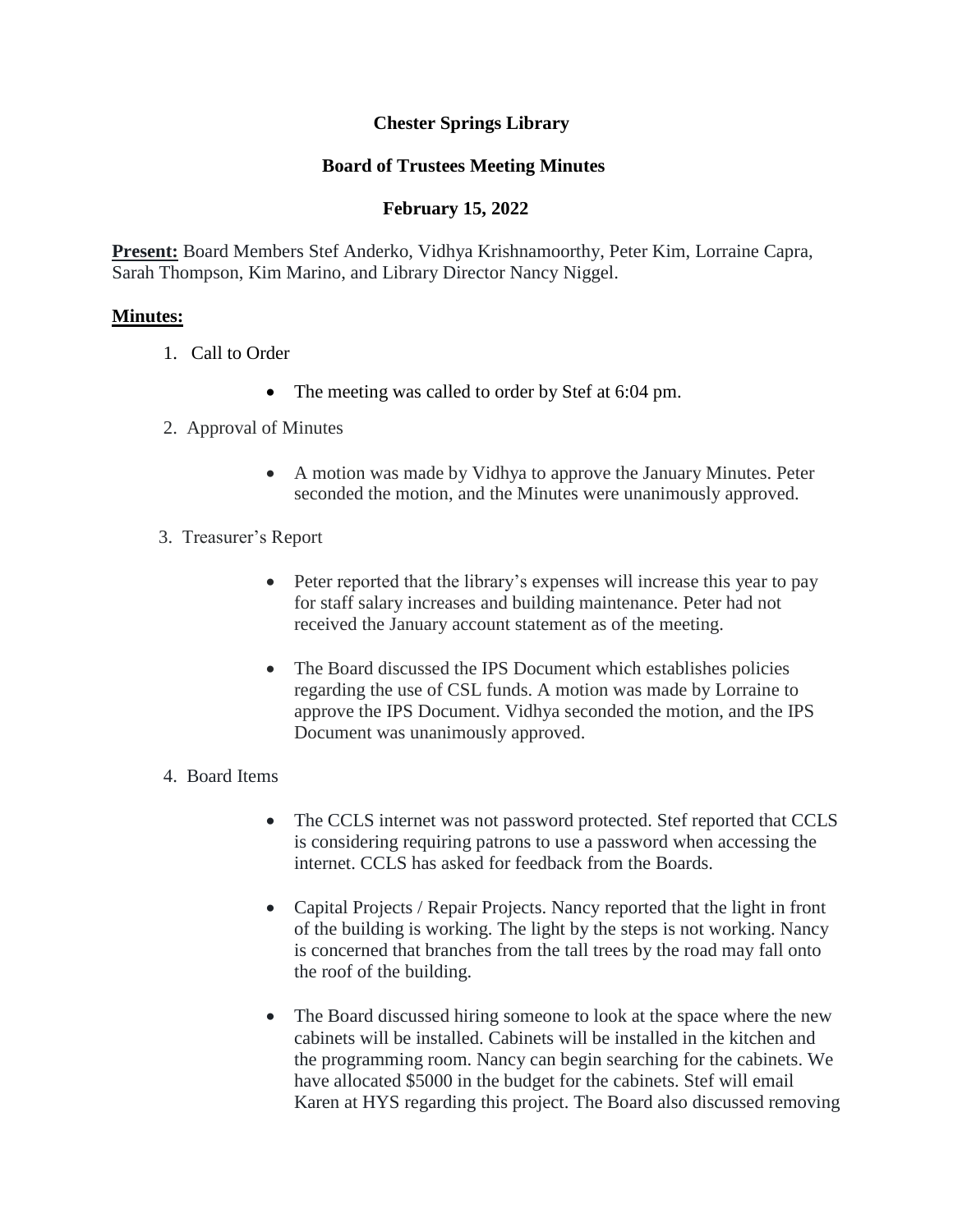# Chester Springs Library

## Board of Trustees Meeting Minutes

### February 15, 2022

**Present:** Board Members Stef Anderko, Vidhya Krishnamoorthy, Peter Kim, Lorraine Capra, Sarah Thompson, Kim Marino, and Library Director Nancy Niggel.

**Minutes:**

1. Call to Order
   - The meeting was called to order by Stef at 6:04 pm.
2. Approval of Minutes
   - A motion was made by Vidhya to approve the January Minutes. Peter seconded the motion, and the Minutes were unanimously approved.
3. Treasurer's Report
   - Peter reported that the library's expenses will increase this year to pay for staff salary increases and building maintenance. Peter had not received the January account statement as of the meeting.
   - The Board discussed the IPS Document which establishes policies regarding the use of CSL funds. A motion was made by Lorraine to approve the IPS Document. Vidhya seconded the motion, and the IPS Document was unanimously approved.
4. Board Items
   - The CCLS internet was not password protected. Stef reported that CCLS is considering requiring patrons to use a password when accessing the internet. CCLS has asked for feedback from the Boards.
   - Capital Projects / Repair Projects. Nancy reported that the light in front of the building is working. The light by the steps is not working. Nancy is concerned that branches from the tall trees by the road may fall onto the roof of the building.
   - The Board discussed hiring someone to look at the space where the new cabinets will be installed. Cabinets will be installed in the kitchen and the programming room. Nancy can begin searching for the cabinets. We have allocated $5000 in the budget for the cabinets. Stef will email Karen at HYS regarding this project. The Board also discussed removing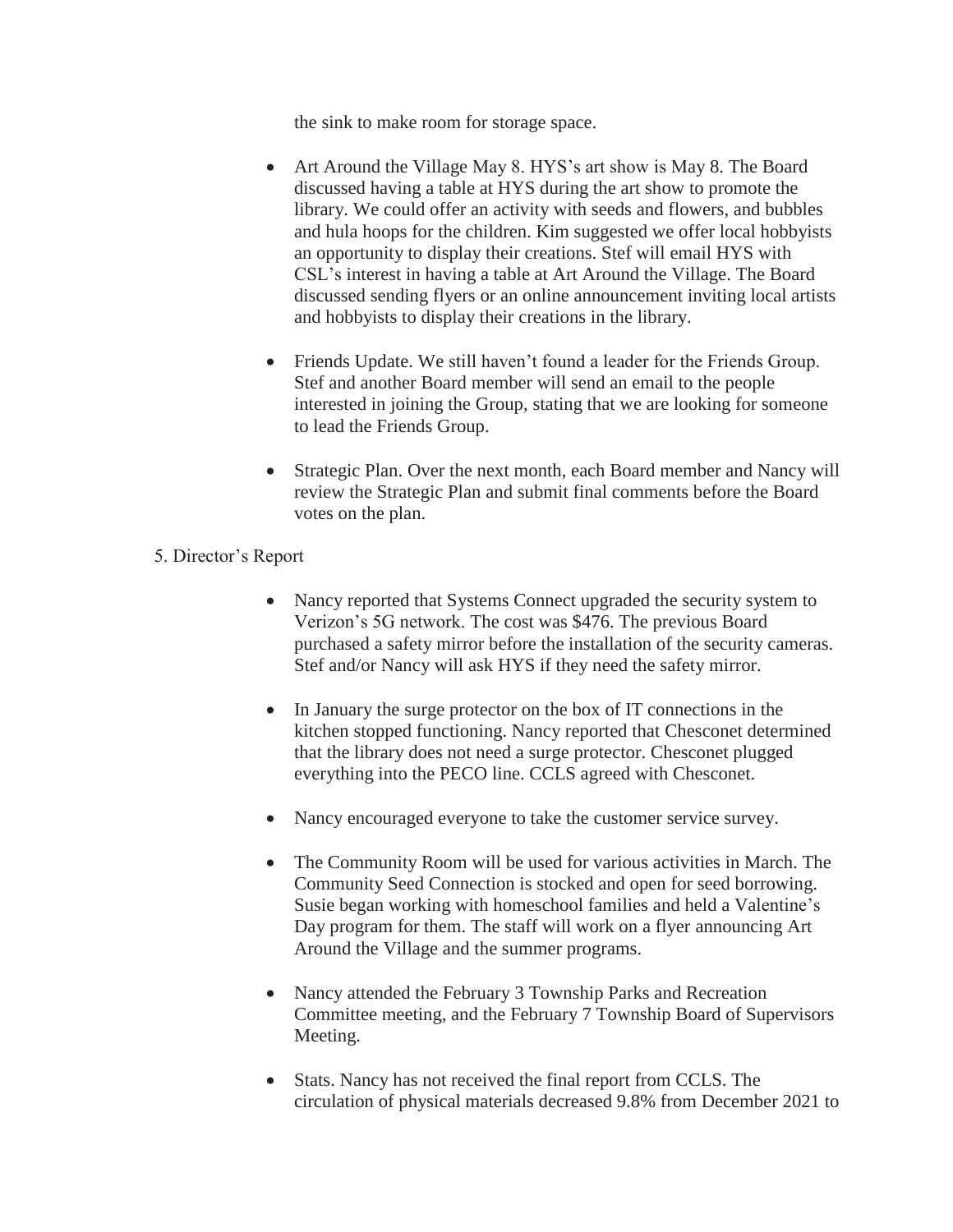the sink to make room for storage space.

- Art Around the Village May 8. HYS's art show is May 8. The Board discussed having a table at HYS during the art show to promote the library. We could offer an activity with seeds and flowers, and bubbles and hula hoops for the children. Kim suggested we offer local hobbyists an opportunity to display their creations. Stef will email HYS with CSL's interest in having a table at Art Around the Village. The Board discussed sending flyers or an online announcement inviting local artists and hobbyists to display their creations in the library.

- Friends Update. We still haven't found a leader for the Friends Group. Stef and another Board member will send an email to the people interested in joining the Group, stating that we are looking for someone to lead the Friends Group.

- Strategic Plan. Over the next month, each Board member and Nancy will review the Strategic Plan and submit final comments before the Board votes on the plan.

5. Director's Report

- Nancy reported that Systems Connect upgraded the security system to Verizon's 5G network. The cost was $476. The previous Board purchased a safety mirror before the installation of the security cameras. Stef and/or Nancy will ask HYS if they need the safety mirror.

- In January the surge protector on the box of IT connections in the kitchen stopped functioning. Nancy reported that Chesconet determined that the library does not need a surge protector. Chesconet plugged everything into the PECO line. CCLS agreed with Chesconet.

- Nancy encouraged everyone to take the customer service survey.

- The Community Room will be used for various activities in March. The Community Seed Connection is stocked and open for seed borrowing. Susie began working with homeschool families and held a Valentine's Day program for them. The staff will work on a flyer announcing Art Around the Village and the summer programs.

- Nancy attended the February 3 Township Parks and Recreation Committee meeting, and the February 7 Township Board of Supervisors Meeting.

- Stats. Nancy has not received the final report from CCLS. The circulation of physical materials decreased 9.8% from December 2021 to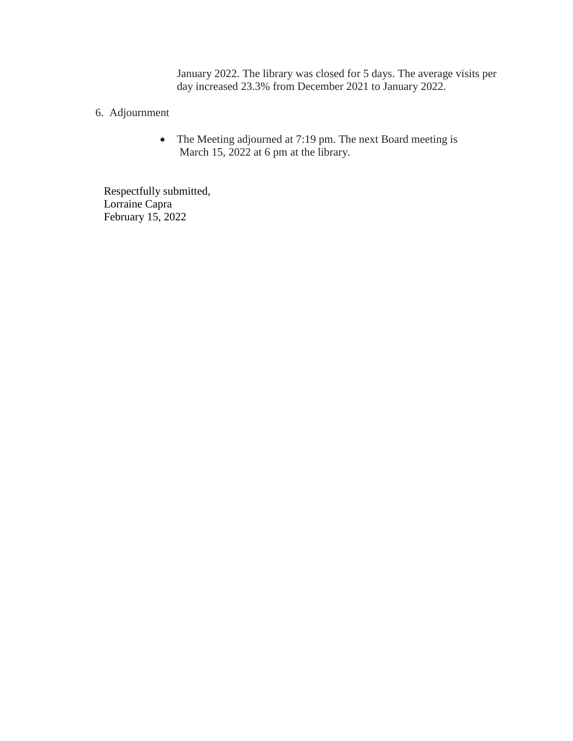January 2022. The library was closed for 5 days. The average visits per day increased 23.3% from December 2021 to January 2022.

6. Adjournment

   - The Meeting adjourned at 7:19 pm. The next Board meeting is March 15, 2022 at 6 pm at the library.

Respectfully submitted,
Lorraine Capra
February 15, 2022